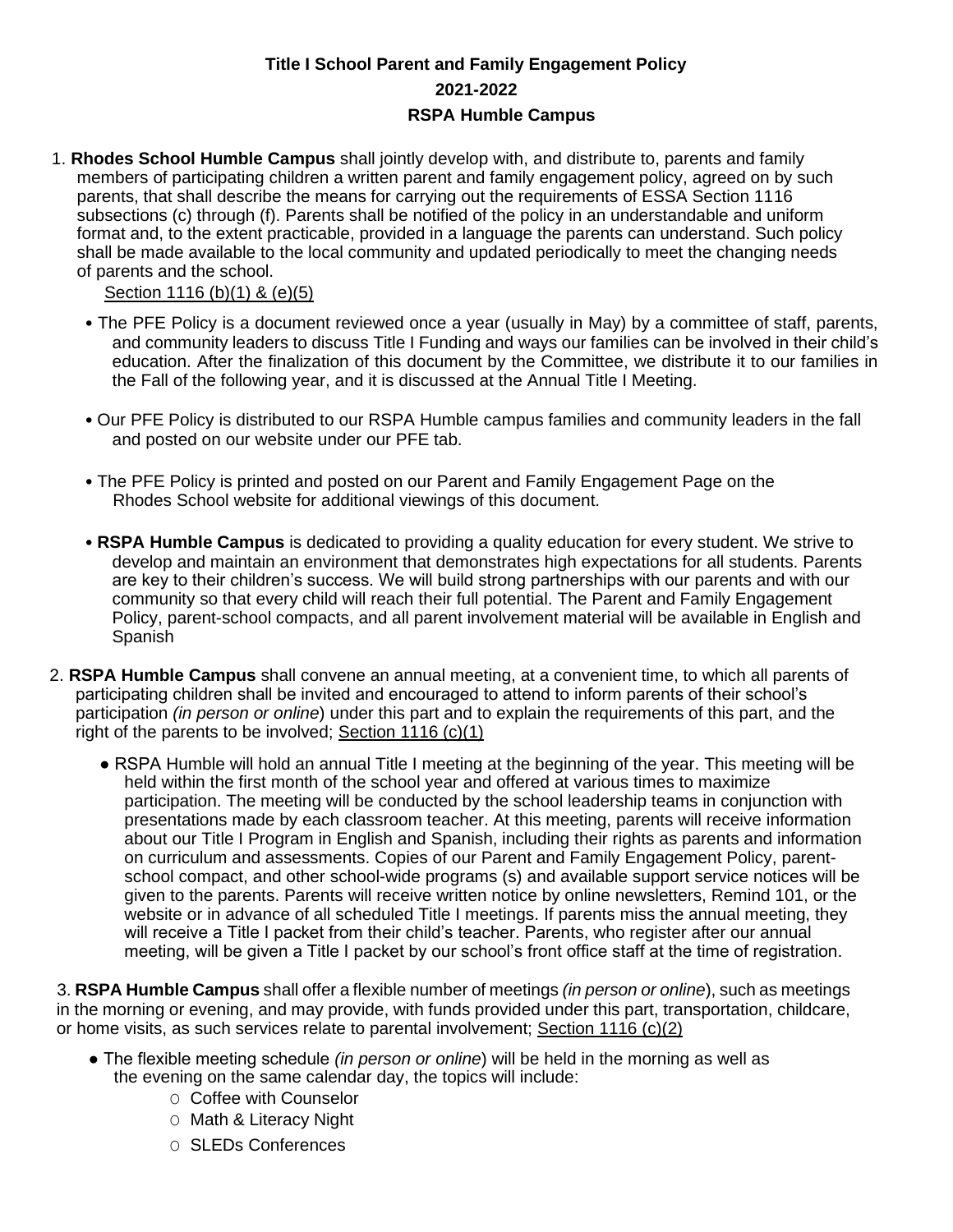**Title I School Parent and Family Engagement Policy**

**2021-2022**

**RSPA Humble Campus**

1. **Rhodes School Humble Campus** shall jointly develop with, and distribute to, parents and family members of participating children a written parent and family engagement policy, agreed on by such parents, that shall describe the means for carrying out the requirements of ESSA Section 1116 subsections (c) through (f). Parents shall be notified of the policy in an understandable and uniform format and, to the extent practicable, provided in a language the parents can understand. Such policy shall be made available to the local community and updated periodically to meet the changing needs of parents and the school.

   Section 1116 (b)(1) & (e)(5)

   - The PFE Policy is a document reviewed once a year (usually in May) by a committee of staff, parents, and community leaders to discuss Title I Funding and ways our families can be involved in their child's education. After the finalization of this document by the Committee, we distribute it to our families in the Fall of the following year, and it is discussed at the Annual Title I Meeting.
   - Our PFE Policy is distributed to our RSPA Humble campus families and community leaders in the fall and posted on our website under our PFE tab.
   - The PFE Policy is printed and posted on our Parent and Family Engagement Page on the Rhodes School website for additional viewings of this document.
   - **RSPA Humble Campus** is dedicated to providing a quality education for every student. We strive to develop and maintain an environment that demonstrates high expectations for all students. Parents are key to their children's success. We will build strong partnerships with our parents and with our community so that every child will reach their full potential. The Parent and Family Engagement Policy, parent-school compacts, and all parent involvement material will be available in English and Spanish

2. **RSPA Humble Campus** shall convene an annual meeting, at a convenient time, to which all parents of participating children shall be invited and encouraged to attend to inform parents of their school's participation *(in person or online*) under this part and to explain the requirements of this part, and the right of the parents to be involved; Section 1116 (c)(1)

   - RSPA Humble will hold an annual Title I meeting at the beginning of the year. This meeting will be held within the first month of the school year and offered at various times to maximize participation. The meeting will be conducted by the school leadership teams in conjunction with presentations made by each classroom teacher. At this meeting, parents will receive information about our Title I Program in English and Spanish, including their rights as parents and information on curriculum and assessments. Copies of our Parent and Family Engagement Policy, parent-school compact, and other school-wide programs (s) and available support service notices will be given to the parents. Parents will receive written notice by online newsletters, Remind 101, or the website or in advance of all scheduled Title I meetings. If parents miss the annual meeting, they will receive a Title I packet from their child's teacher. Parents, who register after our annual meeting, will be given a Title I packet by our school's front office staff at the time of registration.

3. **RSPA Humble Campus** shall offer a flexible number of meetings *(in person or online*), such as meetings in the morning or evening, and may provide, with funds provided under this part, transportation, childcare, or home visits, as such services relate to parental involvement; Section 1116 (c)(2)

   - The flexible meeting schedule *(in person or online*) will be held in the morning as well as the evening on the same calendar day, the topics will include:
     - Coffee with Counselor
     - Math & Literacy Night
     - SLEDs Conferences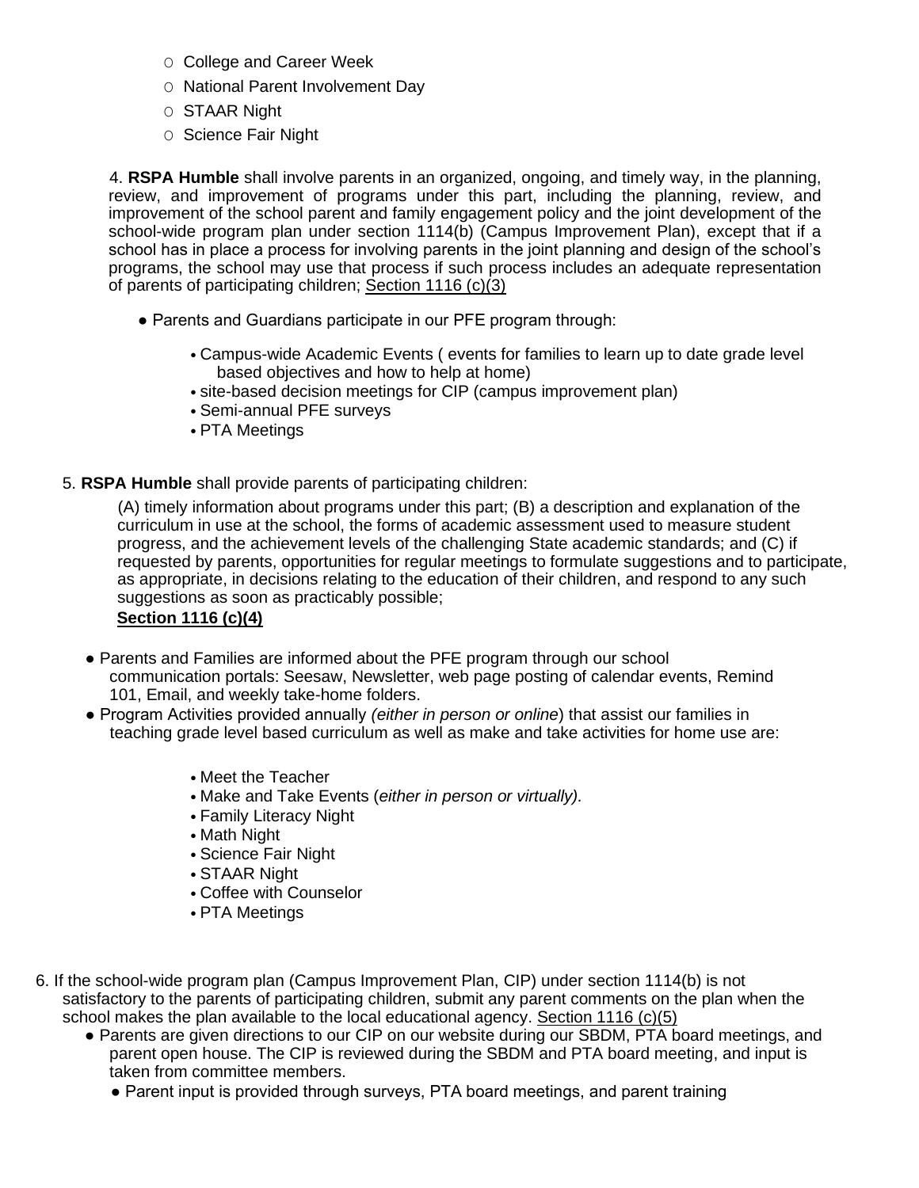- College and Career Week
- National Parent Involvement Day
- STAAR Night
- Science Fair Night

4. **RSPA Humble** shall involve parents in an organized, ongoing, and timely way, in the planning, review, and improvement of programs under this part, including the planning, review, and improvement of the school parent and family engagement policy and the joint development of the school-wide program plan under section 1114(b) (Campus Improvement Plan), except that if a school has in place a process for involving parents in the joint planning and design of the school's programs, the school may use that process if such process includes an adequate representation of parents of participating children; <u>Section 1116 (c)(3)</u>

- Parents and Guardians participate in our PFE program through:
    - Campus-wide Academic Events ( events for families to learn up to date grade level based objectives and how to help at home)
    - site-based decision meetings for CIP (campus improvement plan)
    - Semi-annual PFE surveys
    - PTA Meetings

5. **RSPA Humble** shall provide parents of participating children:

   (A) timely information about programs under this part; (B) a description and explanation of the curriculum in use at the school, the forms of academic assessment used to measure student progress, and the achievement levels of the challenging State academic standards; and (C) if requested by parents, opportunities for regular meetings to formulate suggestions and to participate, as appropriate, in decisions relating to the education of their children, and respond to any such suggestions as soon as practicably possible;
   **<u>Section 1116 (c)(4)</u>**

- Parents and Families are informed about the PFE program through our school communication portals: Seesaw, Newsletter, web page posting of calendar events, Remind 101, Email, and weekly take-home folders.
- Program Activities provided annually *(either in person or online*) that assist our families in teaching grade level based curriculum as well as make and take activities for home use are:
    - Meet the Teacher
    - Make and Take Events (*either in person or virtually).*
    - Family Literacy Night
    - Math Night
    - Science Fair Night
    - STAAR Night
    - Coffee with Counselor
    - PTA Meetings

6. If the school-wide program plan (Campus Improvement Plan, CIP) under section 1114(b) is not satisfactory to the parents of participating children, submit any parent comments on the plan when the school makes the plan available to the local educational agency. <u>Section 1116 (c)(5)</u>
   - Parents are given directions to our CIP on our website during our SBDM, PTA board meetings, and parent open house. The CIP is reviewed during the SBDM and PTA board meeting, and input is taken from committee members.
   - Parent input is provided through surveys, PTA board meetings, and parent training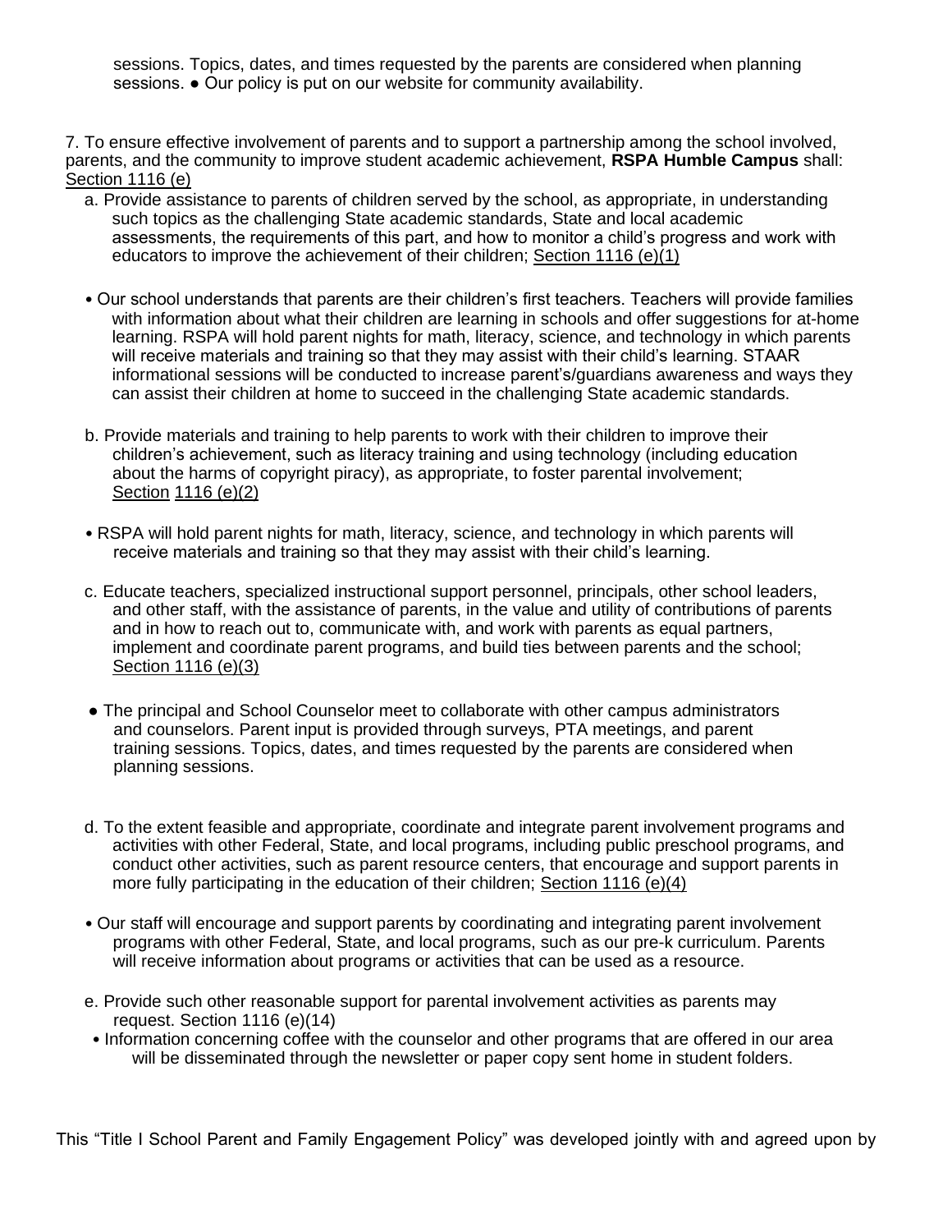sessions. Topics, dates, and times requested by the parents are considered when planning sessions. ● Our policy is put on our website for community availability.

7. To ensure effective involvement of parents and to support a partnership among the school involved, parents, and the community to improve student academic achievement, **RSPA Humble Campus** shall: Section 1116 (e)

a. Provide assistance to parents of children served by the school, as appropriate, in understanding such topics as the challenging State academic standards, State and local academic assessments, the requirements of this part, and how to monitor a child's progress and work with educators to improve the achievement of their children; Section 1116 (e)(1)

- Our school understands that parents are their children's first teachers. Teachers will provide families with information about what their children are learning in schools and offer suggestions for at-home learning. RSPA will hold parent nights for math, literacy, science, and technology in which parents will receive materials and training so that they may assist with their child's learning. STAAR informational sessions will be conducted to increase parent's/guardians awareness and ways they can assist their children at home to succeed in the challenging State academic standards.

b. Provide materials and training to help parents to work with their children to improve their children's achievement, such as literacy training and using technology (including education about the harms of copyright piracy), as appropriate, to foster parental involvement; Section 1116 (e)(2)

- RSPA will hold parent nights for math, literacy, science, and technology in which parents will receive materials and training so that they may assist with their child's learning.

c. Educate teachers, specialized instructional support personnel, principals, other school leaders, and other staff, with the assistance of parents, in the value and utility of contributions of parents and in how to reach out to, communicate with, and work with parents as equal partners, implement and coordinate parent programs, and build ties between parents and the school; Section 1116 (e)(3)

- The principal and School Counselor meet to collaborate with other campus administrators and counselors. Parent input is provided through surveys, PTA meetings, and parent training sessions. Topics, dates, and times requested by the parents are considered when planning sessions.

d. To the extent feasible and appropriate, coordinate and integrate parent involvement programs and activities with other Federal, State, and local programs, including public preschool programs, and conduct other activities, such as parent resource centers, that encourage and support parents in more fully participating in the education of their children; Section 1116 (e)(4)

- Our staff will encourage and support parents by coordinating and integrating parent involvement programs with other Federal, State, and local programs, such as our pre-k curriculum. Parents will receive information about programs or activities that can be used as a resource.

e. Provide such other reasonable support for parental involvement activities as parents may request. Section 1116 (e)(14)

- Information concerning coffee with the counselor and other programs that are offered in our area will be disseminated through the newsletter or paper copy sent home in student folders.

This "Title I School Parent and Family Engagement Policy" was developed jointly with and agreed upon by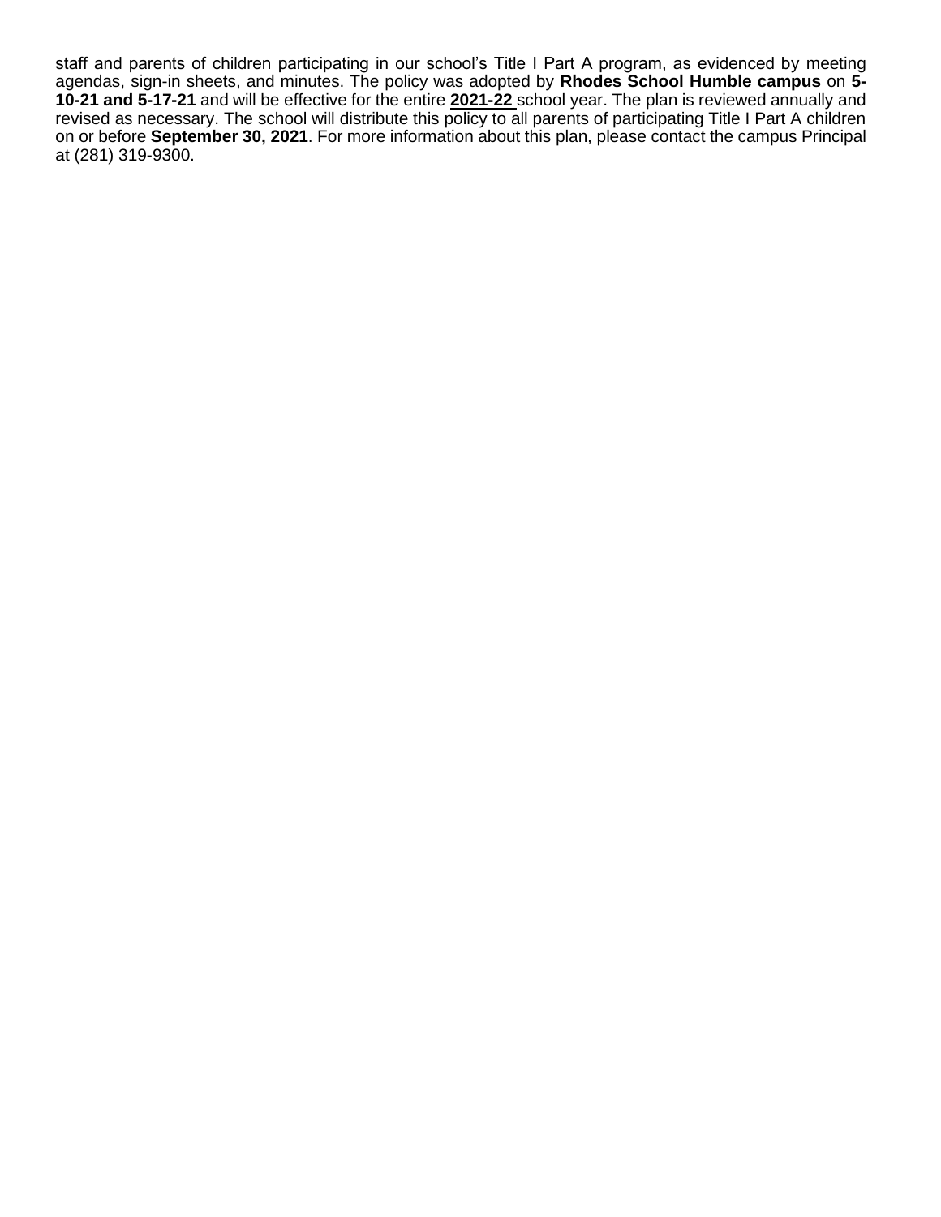staff and parents of children participating in our school's Title I Part A program, as evidenced by meeting agendas, sign-in sheets, and minutes. The policy was adopted by **Rhodes School Humble campus** on **5-10-21 and 5-17-21** and will be effective for the entire **2021-22** school year. The plan is reviewed annually and revised as necessary. The school will distribute this policy to all parents of participating Title I Part A children on or before **September 30, 2021**. For more information about this plan, please contact the campus Principal at (281) 319-9300.